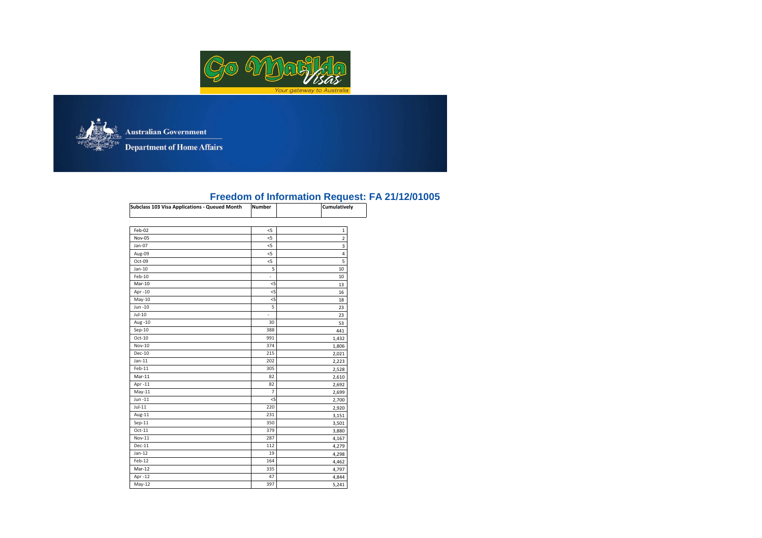Go Matilda Visas

Your gateway to Australia

Australian Government

Department of Home Affairs

# Freedom of Information Request: FA 21/12/01005

| Subclass 103 Visa Applications - Queued Month | Number | | Cumulatively |
|---|---|---|---|
| Feb-02 | <5 | | 1 |
| Nov-05 | <5 | | 2 |
| Jan-07 | <5 | | 3 |
| Aug-09 | <5 | | 4 |
| Oct-09 | <5 | | 5 |
| Jan-10 | 5 | | 10 |
| Feb-10 | - | | 10 |
| Mar-10 | <5 | | 13 |
| Apr -10 | <5 | | 16 |
| May-10 | <5 | | 18 |
| Jun -10 | 5 | | 23 |
| Jul-10 | - | | 23 |
| Aug -10 | 30 | | 53 |
| Sep-10 | 388 | | 441 |
| Oct-10 | 991 | | 1,432 |
| Nov-10 | 374 | | 1,806 |
| Dec-10 | 215 | | 2,021 |
| Jan-11 | 202 | | 2,223 |
| Feb-11 | 305 | | 2,528 |
| Mar-11 | 82 | | 2,610 |
| Apr -11 | 82 | | 2,692 |
| May-11 | 7 | | 2,699 |
| Jun -11 | <5 | | 2,700 |
| Jul-11 | 220 | | 2,920 |
| Aug-11 | 231 | | 3,151 |
| Sep-11 | 350 | | 3,501 |
| Oct-11 | 379 | | 3,880 |
| Nov-11 | 287 | | 4,167 |
| Dec-11 | 112 | | 4,279 |
| Jan-12 | 19 | | 4,298 |
| Feb-12 | 164 | | 4,462 |
| Mar-12 | 335 | | 4,797 |
| Apr -12 | 47 | | 4,844 |
| May-12 | 397 | | 5,241 |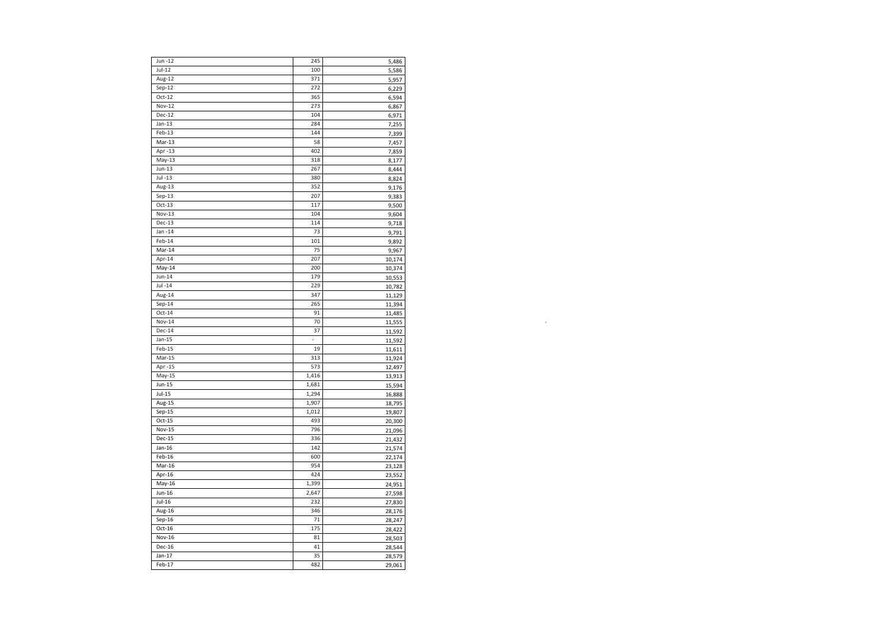| Jun -12 | 245 | 5,486 |
|---|---|---|
| Jul-12 | 100 | 5,586 |
| Aug-12 | 371 | 5,957 |
| Sep-12 | 272 | 6,229 |
| Oct-12 | 365 | 6,594 |
| Nov-12 | 273 | 6,867 |
| Dec-12 | 104 | 6,971 |
| Jan-13 | 284 | 7,255 |
| Feb-13 | 144 | 7,399 |
| Mar-13 | 58 | 7,457 |
| Apr -13 | 402 | 7,859 |
| May-13 | 318 | 8,177 |
| Jun-13 | 267 | 8,444 |
| Jul -13 | 380 | 8,824 |
| Aug-13 | 352 | 9,176 |
| Sep-13 | 207 | 9,383 |
| Oct-13 | 117 | 9,500 |
| Nov-13 | 104 | 9,604 |
| Dec-13 | 114 | 9,718 |
| Jan -14 | 73 | 9,791 |
| Feb-14 | 101 | 9,892 |
| Mar-14 | 75 | 9,967 |
| Apr-14 | 207 | 10,174 |
| May-14 | 200 | 10,374 |
| Jun-14 | 179 | 10,553 |
| Jul -14 | 229 | 10,782 |
| Aug-14 | 347 | 11,129 |
| Sep-14 | 265 | 11,394 |
| Oct-14 | 91 | 11,485 |
| Nov-14 | 70 | 11,555 |
| Dec-14 | 37 | 11,592 |
| Jan-15 | - | 11,592 |
| Feb-15 | 19 | 11,611 |
| Mar-15 | 313 | 11,924 |
| Apr -15 | 573 | 12,497 |
| May-15 | 1,416 | 13,913 |
| Jun-15 | 1,681 | 15,594 |
| Jul-15 | 1,294 | 16,888 |
| Aug-15 | 1,907 | 18,795 |
| Sep-15 | 1,012 | 19,807 |
| Oct-15 | 493 | 20,300 |
| Nov-15 | 796 | 21,096 |
| Dec-15 | 336 | 21,432 |
| Jan-16 | 142 | 21,574 |
| Feb-16 | 600 | 22,174 |
| Mar-16 | 954 | 23,128 |
| Apr-16 | 424 | 23,552 |
| May-16 | 1,399 | 24,951 |
| Jun-16 | 2,647 | 27,598 |
| Jul-16 | 232 | 27,830 |
| Aug-16 | 346 | 28,176 |
| Sep-16 | 71 | 28,247 |
| Oct-16 | 175 | 28,422 |
| Nov-16 | 81 | 28,503 |
| Dec-16 | 41 | 28,544 |
| Jan-17 | 35 | 28,579 |
| Feb-17 | 482 | 29,061 |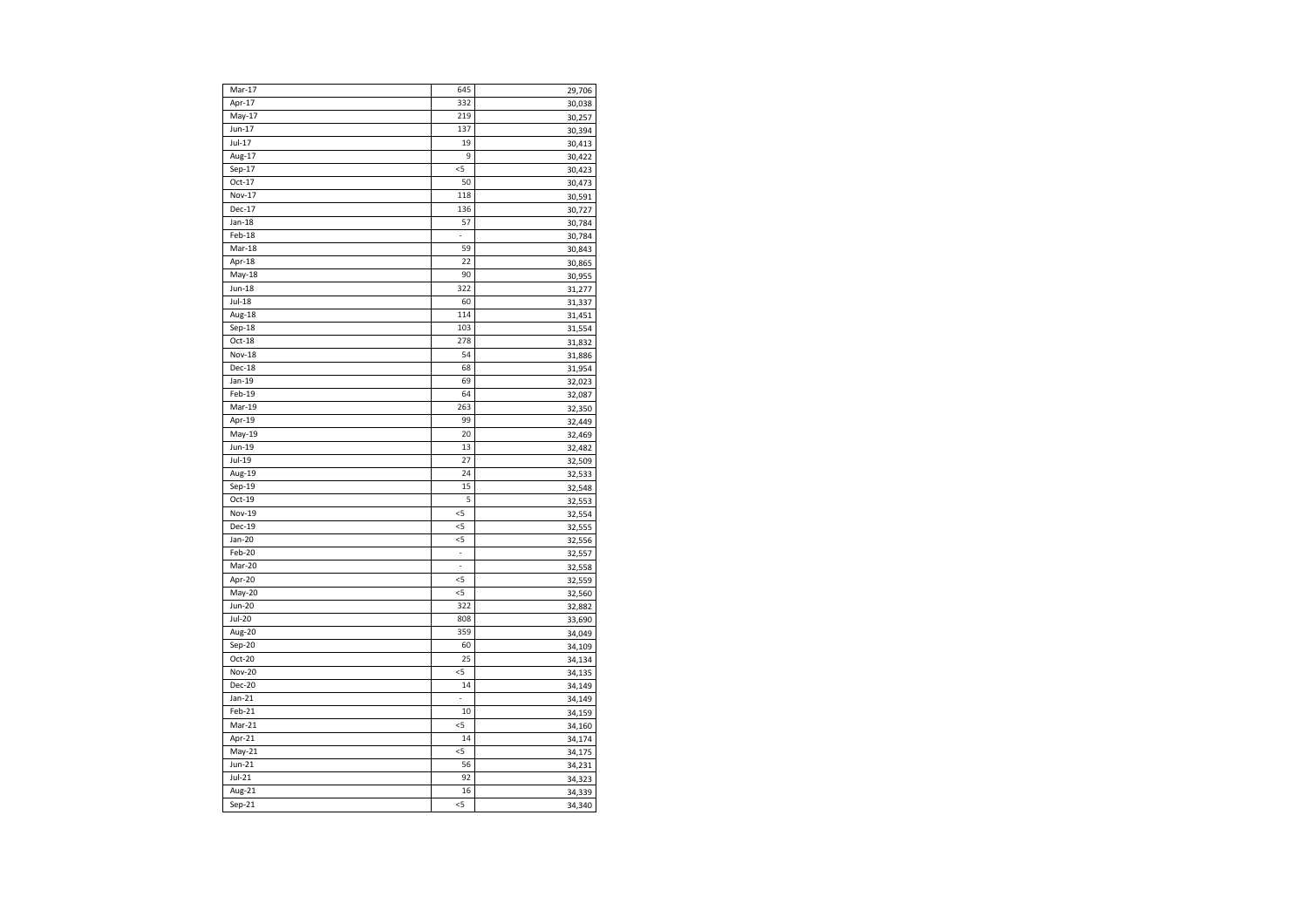| | | |
|---|---|---|
| Mar-17 | 645 | 29,706 |
| Apr-17 | 332 | 30,038 |
| May-17 | 219 | 30,257 |
| Jun-17 | 137 | 30,394 |
| Jul-17 | 19 | 30,413 |
| Aug-17 | 9 | 30,422 |
| Sep-17 | <5 | 30,423 |
| Oct-17 | 50 | 30,473 |
| Nov-17 | 118 | 30,591 |
| Dec-17 | 136 | 30,727 |
| Jan-18 | 57 | 30,784 |
| Feb-18 | - | 30,784 |
| Mar-18 | 59 | 30,843 |
| Apr-18 | 22 | 30,865 |
| May-18 | 90 | 30,955 |
| Jun-18 | 322 | 31,277 |
| Jul-18 | 60 | 31,337 |
| Aug-18 | 114 | 31,451 |
| Sep-18 | 103 | 31,554 |
| Oct-18 | 278 | 31,832 |
| Nov-18 | 54 | 31,886 |
| Dec-18 | 68 | 31,954 |
| Jan-19 | 69 | 32,023 |
| Feb-19 | 64 | 32,087 |
| Mar-19 | 263 | 32,350 |
| Apr-19 | 99 | 32,449 |
| May-19 | 20 | 32,469 |
| Jun-19 | 13 | 32,482 |
| Jul-19 | 27 | 32,509 |
| Aug-19 | 24 | 32,533 |
| Sep-19 | 15 | 32,548 |
| Oct-19 | 5 | 32,553 |
| Nov-19 | <5 | 32,554 |
| Dec-19 | <5 | 32,555 |
| Jan-20 | <5 | 32,556 |
| Feb-20 | - | 32,557 |
| Mar-20 | - | 32,558 |
| Apr-20 | <5 | 32,559 |
| May-20 | <5 | 32,560 |
| Jun-20 | 322 | 32,882 |
| Jul-20 | 808 | 33,690 |
| Aug-20 | 359 | 34,049 |
| Sep-20 | 60 | 34,109 |
| Oct-20 | 25 | 34,134 |
| Nov-20 | <5 | 34,135 |
| Dec-20 | 14 | 34,149 |
| Jan-21 | - | 34,149 |
| Feb-21 | 10 | 34,159 |
| Mar-21 | <5 | 34,160 |
| Apr-21 | 14 | 34,174 |
| May-21 | <5 | 34,175 |
| Jun-21 | 56 | 34,231 |
| Jul-21 | 92 | 34,323 |
| Aug-21 | 16 | 34,339 |
| Sep-21 | <5 | 34,340 |